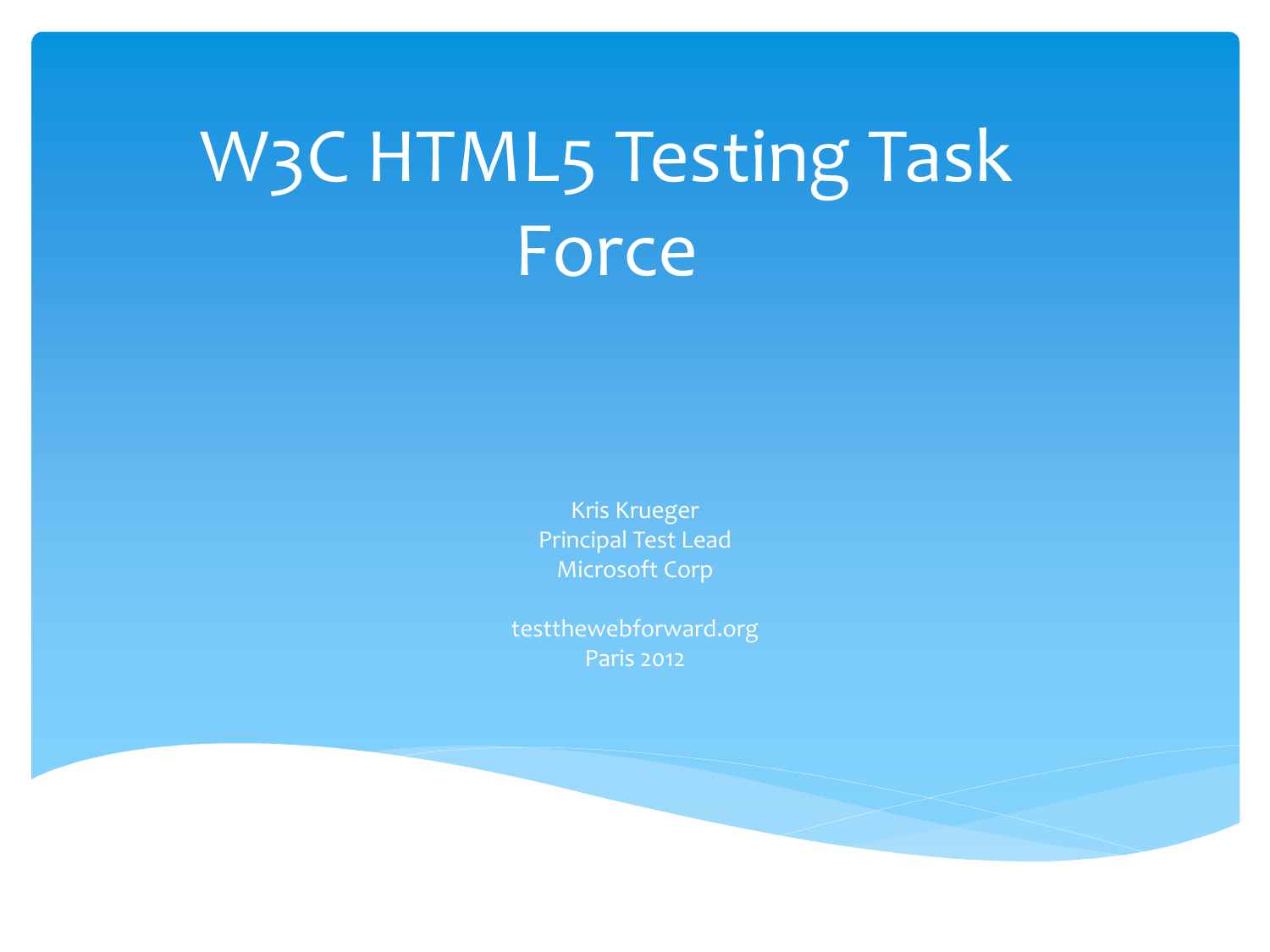# W3C HTML5 Testing Task Force

Kris Krueger
Principal Test Lead
Microsoft Corp

testthewebforward.org
Paris 2012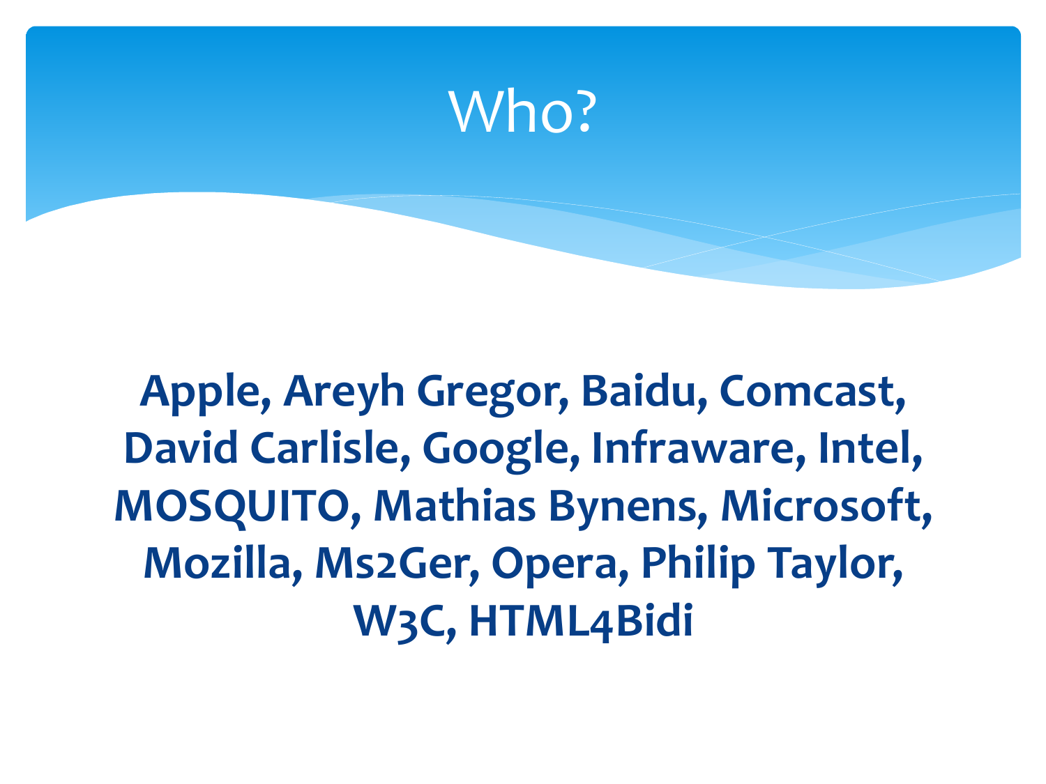# Who?

**Apple, Areyh Gregor, Baidu, Comcast, David Carlisle, Google, Infraware, Intel, MOSQUITO, Mathias Bynens, Microsoft, Mozilla, Ms2Ger, Opera, Philip Taylor, W3C, HTML4Bidi**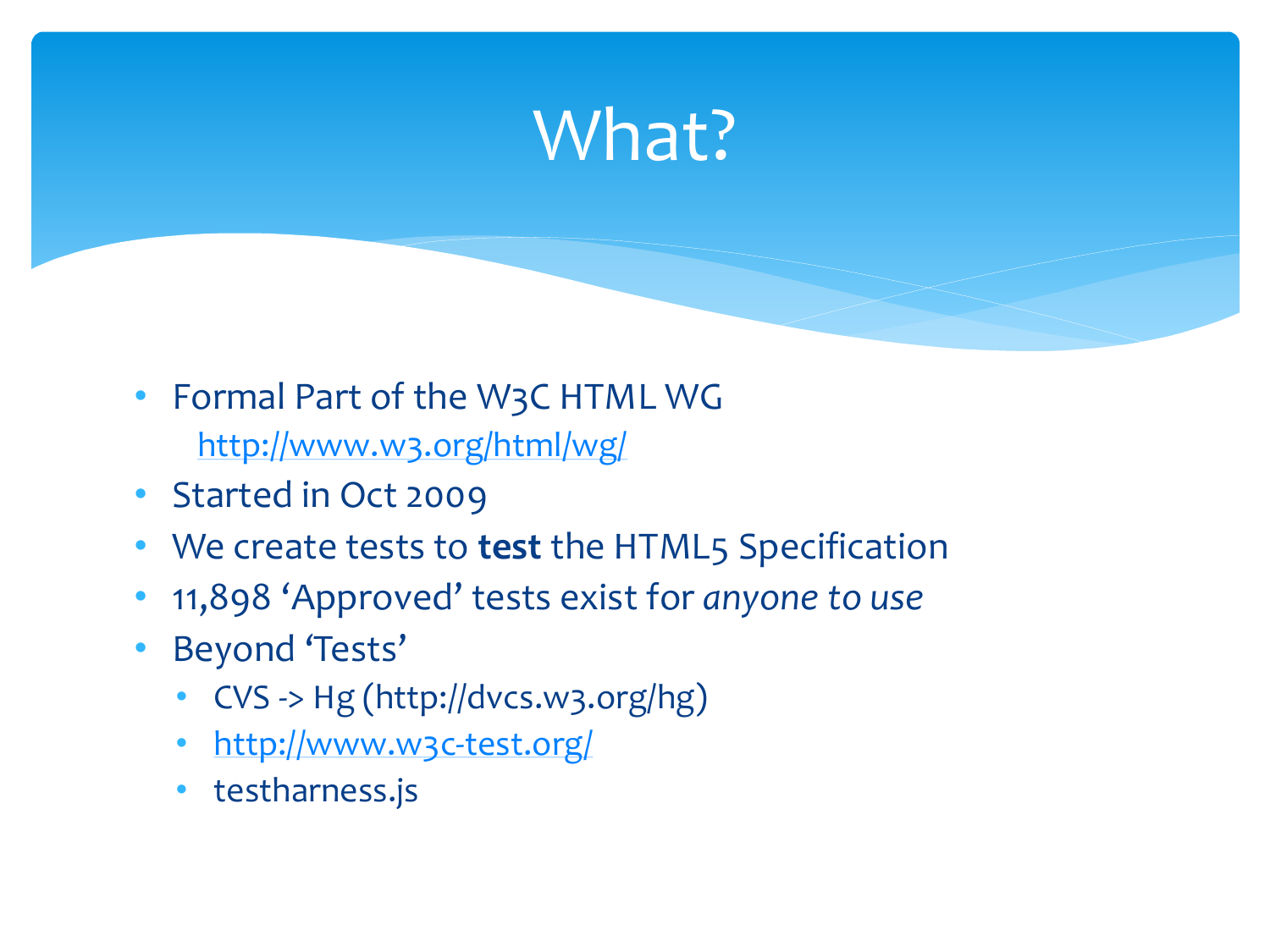# What?

- Formal Part of the W3C HTML WG
  http://www.w3.org/html/wg/
- Started in Oct 2009
- We create tests to **test** the HTML5 Specification
- 11,898 'Approved' tests exist for *anyone to use*
- Beyond 'Tests'
  - CVS -> Hg (http://dvcs.w3.org/hg)
  - http://www.w3c-test.org/
  - testharness.js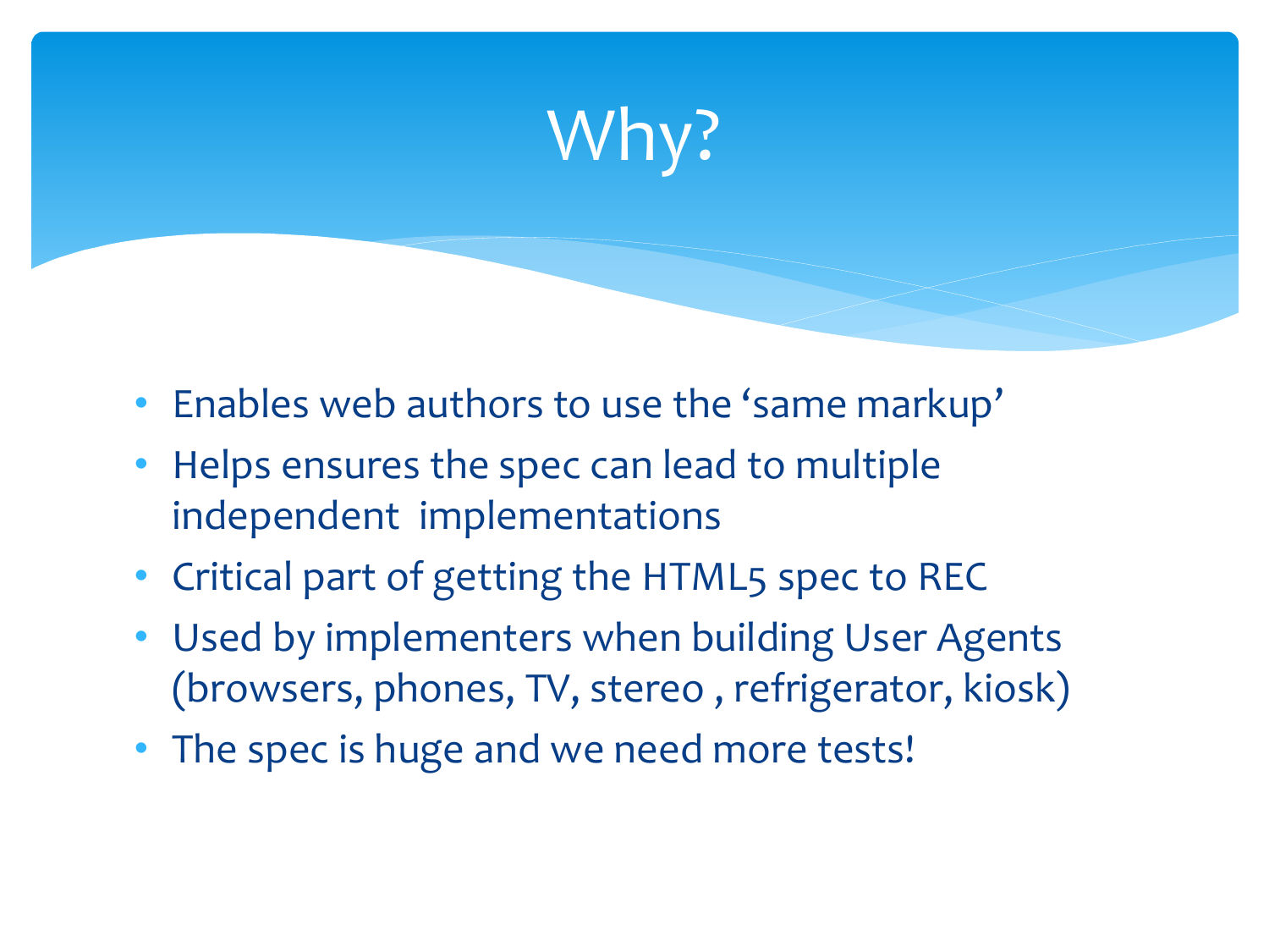# Why?

- Enables web authors to use the 'same markup'
- Helps ensures the spec can lead to multiple independent implementations
- Critical part of getting the HTML5 spec to REC
- Used by implementers when building User Agents (browsers, phones, TV, stereo , refrigerator, kiosk)
- The spec is huge and we need more tests!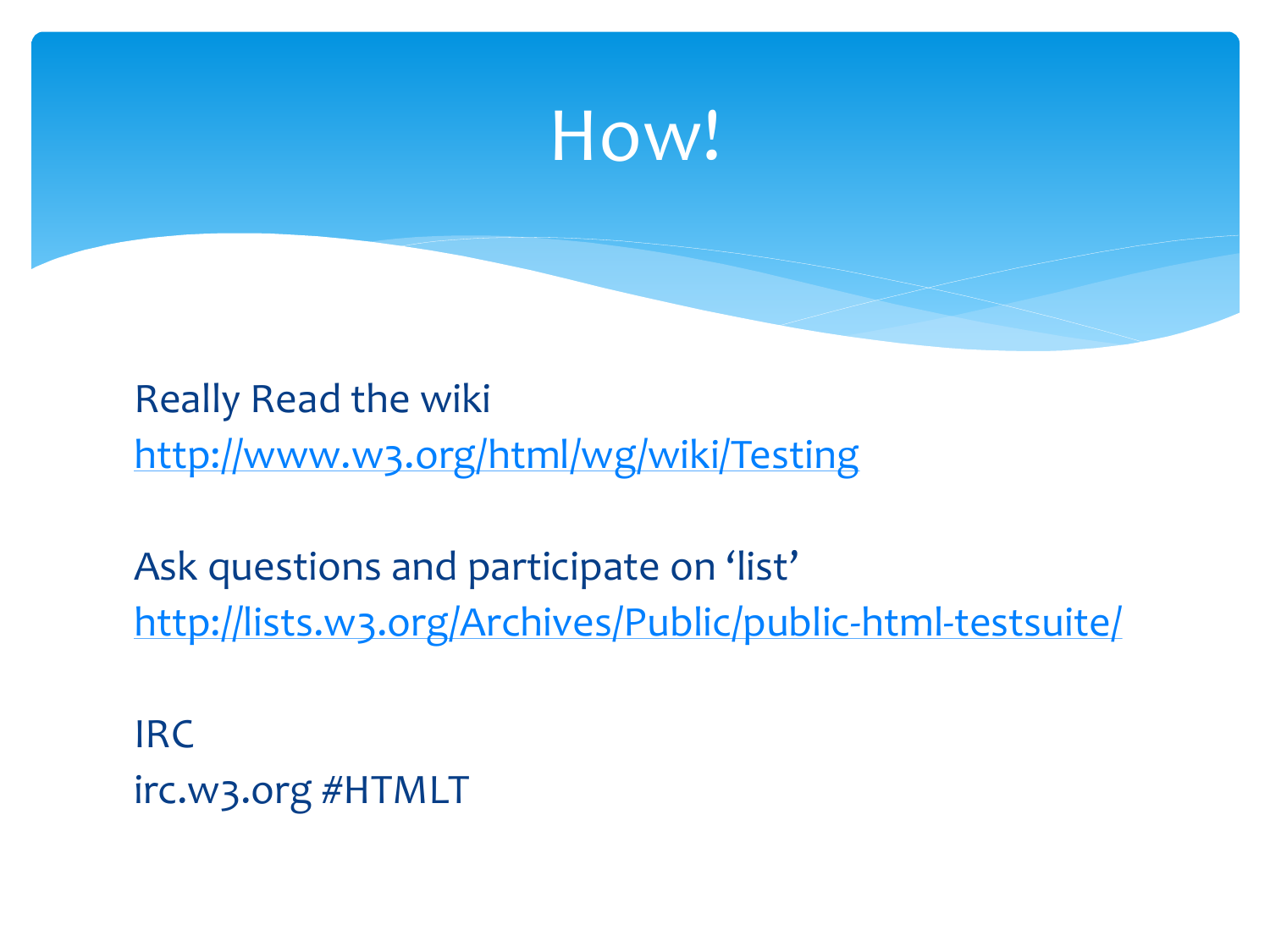# How!

Really Read the wiki
[http://www.w3.org/html/wg/wiki/Testing](http://www.w3.org/html/wg/wiki/Testing)

Ask questions and participate on 'list'
[http://lists.w3.org/Archives/Public/public-html-testsuite/](http://lists.w3.org/Archives/Public/public-html-testsuite/)

IRC
irc.w3.org #HTMLT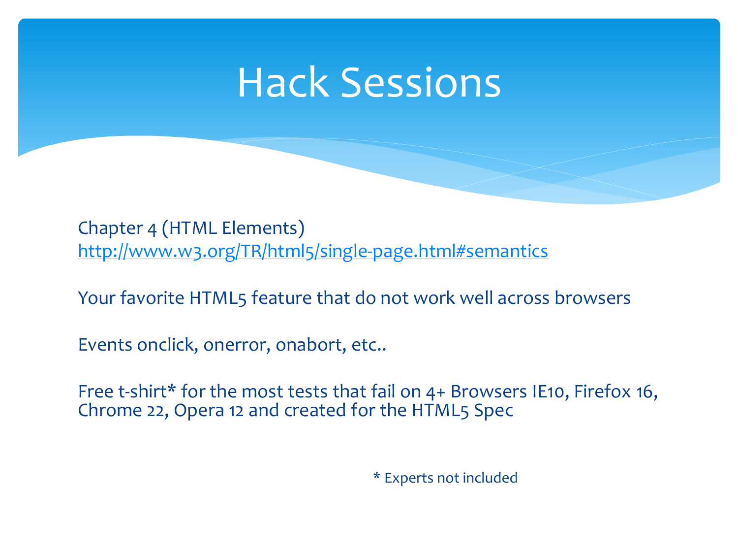# Hack Sessions

Chapter 4 (HTML Elements)
http://www.w3.org/TR/html5/single-page.html#semantics

Your favorite HTML5 feature that do not work well across browsers

Events onclick, onerror, onabort, etc..

Free t-shirt* for the most tests that fail on 4+ Browsers IE10, Firefox 16, Chrome 22, Opera 12 and created for the HTML5 Spec

* Experts not included